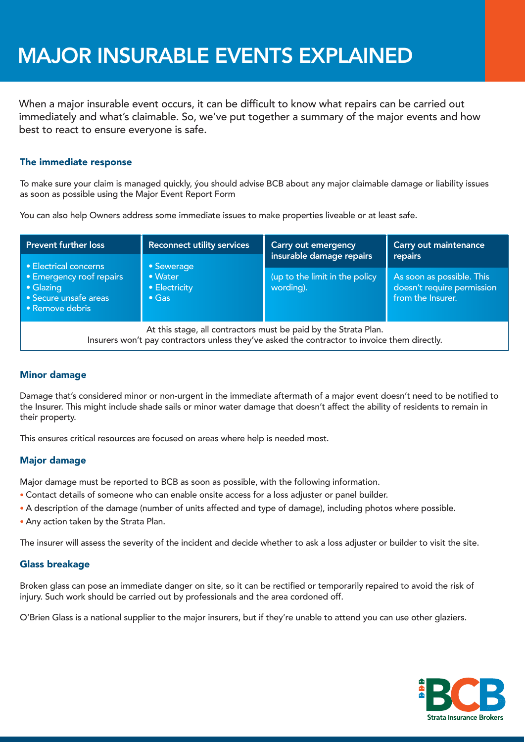# MAJOR INSURABLE EVENTS EXPLAINED

When a major insurable event occurs, it can be difficult to know what repairs can be carried out immediately and what's claimable. So, we've put together a summary of the major events and how best to react to ensure everyone is safe.

### The immediate response

To make sure your claim is managed quickly, ýou should advise BCB about any major claimable damage or liability issues as soon as possible using the Major Event Report Form

You can also help Owners address some immediate issues to make properties liveable or at least safe.

| Prevent further loss | Reconnect utility services | Carry out emergency insurable damage repairs | Carry out maintenance repairs |
|---|---|---|---|
| • Electrical concerns<br>• Emergency roof repairs<br>• Glazing<br>• Secure unsafe areas<br>• Remove debris | • Sewerage<br>• Water<br>• Electricity<br>• Gas | (up to the limit in the policy wording). | As soon as possible. This doesn't require permission from the Insurer. |

At this stage, all contractors must be paid by the Strata Plan.
Insurers won't pay contractors unless they've asked the contractor to invoice them directly.

### Minor damage

Damage that's considered minor or non-urgent in the immediate aftermath of a major event doesn't need to be notified to the Insurer. This might include shade sails or minor water damage that doesn't affect the ability of residents to remain in their property.

This ensures critical resources are focused on areas where help is needed most.

### Major damage

Major damage must be reported to BCB as soon as possible, with the following information.

- Contact details of someone who can enable onsite access for a loss adjuster or panel builder.
- A description of the damage (number of units affected and type of damage), including photos where possible.
- Any action taken by the Strata Plan.

The insurer will assess the severity of the incident and decide whether to ask a loss adjuster or builder to visit the site.

### Glass breakage

Broken glass can pose an immediate danger on site, so it can be rectified or temporarily repaired to avoid the risk of injury. Such work should be carried out by professionals and the area cordoned off.

O'Brien Glass is a national supplier to the major insurers, but if they're unable to attend you can use other glaziers.

BCB Strata Insurance Brokers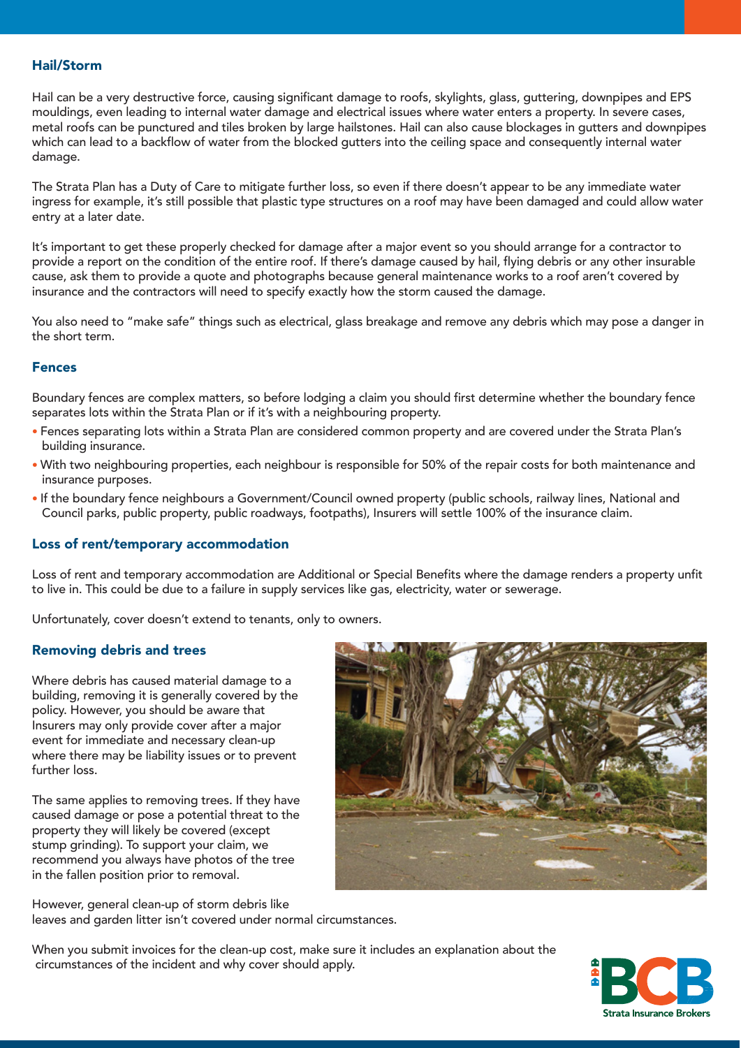### Hail/Storm

Hail can be a very destructive force, causing significant damage to roofs, skylights, glass, guttering, downpipes and EPS mouldings, even leading to internal water damage and electrical issues where water enters a property. In severe cases, metal roofs can be punctured and tiles broken by large hailstones. Hail can also cause blockages in gutters and downpipes which can lead to a backflow of water from the blocked gutters into the ceiling space and consequently internal water damage.

The Strata Plan has a Duty of Care to mitigate further loss, so even if there doesn't appear to be any immediate water ingress for example, it's still possible that plastic type structures on a roof may have been damaged and could allow water entry at a later date.

It's important to get these properly checked for damage after a major event so you should arrange for a contractor to provide a report on the condition of the entire roof. If there's damage caused by hail, flying debris or any other insurable cause, ask them to provide a quote and photographs because general maintenance works to a roof aren't covered by insurance and the contractors will need to specify exactly how the storm caused the damage.

You also need to "make safe" things such as electrical, glass breakage and remove any debris which may pose a danger in the short term.

### Fences

Boundary fences are complex matters, so before lodging a claim you should first determine whether the boundary fence separates lots within the Strata Plan or if it's with a neighbouring property.

- Fences separating lots within a Strata Plan are considered common property and are covered under the Strata Plan's building insurance.
- With two neighbouring properties, each neighbour is responsible for 50% of the repair costs for both maintenance and insurance purposes.
- If the boundary fence neighbours a Government/Council owned property (public schools, railway lines, National and Council parks, public property, public roadways, footpaths), Insurers will settle 100% of the insurance claim.

### Loss of rent/temporary accommodation

Loss of rent and temporary accommodation are Additional or Special Benefits where the damage renders a property unfit to live in. This could be due to a failure in supply services like gas, electricity, water or sewerage.

Unfortunately, cover doesn't extend to tenants, only to owners.

### Removing debris and trees

Where debris has caused material damage to a building, removing it is generally covered by the policy. However, you should be aware that Insurers may only provide cover after a major event for immediate and necessary clean-up where there may be liability issues or to prevent further loss.

The same applies to removing trees. If they have caused damage or pose a potential threat to the property they will likely be covered (except stump grinding). To support your claim, we recommend you always have photos of the tree in the fallen position prior to removal.

However, general clean-up of storm debris like leaves and garden litter isn't covered under normal circumstances.

When you submit invoices for the clean-up cost, make sure it includes an explanation about the circumstances of the incident and why cover should apply.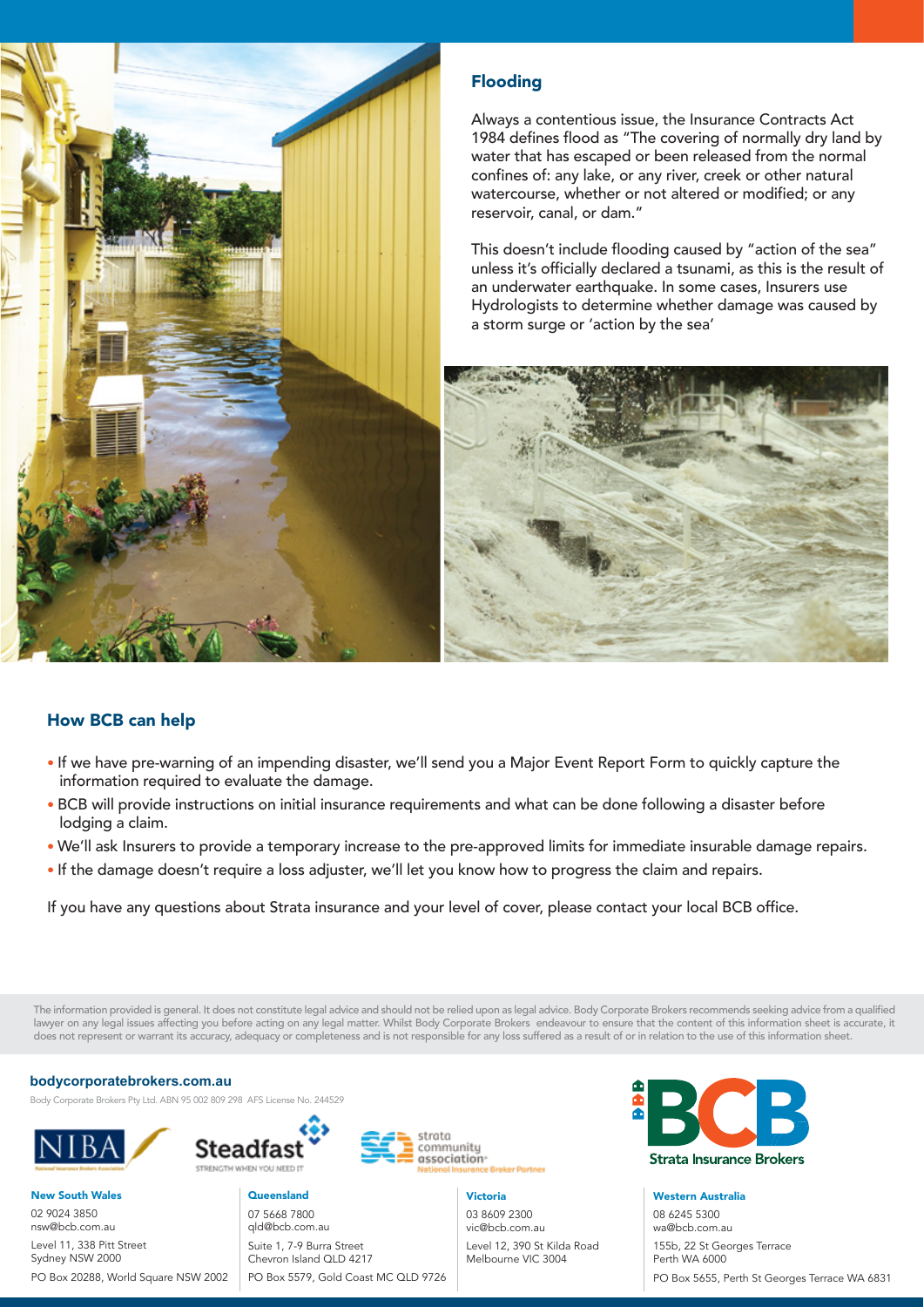## Flooding

Always a contentious issue, the Insurance Contracts Act 1984 defines flood as "The covering of normally dry land by water that has escaped or been released from the normal confines of: any lake, or any river, creek or other natural watercourse, whether or not altered or modified; or any reservoir, canal, or dam."

This doesn't include flooding caused by "action of the sea" unless it's officially declared a tsunami, as this is the result of an underwater earthquake. In some cases, Insurers use Hydrologists to determine whether damage was caused by a storm surge or 'action by the sea'

## How BCB can help

- If we have pre-warning of an impending disaster, we'll send you a Major Event Report Form to quickly capture the information required to evaluate the damage.
- BCB will provide instructions on initial insurance requirements and what can be done following a disaster before lodging a claim.
- We'll ask Insurers to provide a temporary increase to the pre-approved limits for immediate insurable damage repairs.
- If the damage doesn't require a loss adjuster, we'll let you know how to progress the claim and repairs.

If you have any questions about Strata insurance and your level of cover, please contact your local BCB office.

The information provided is general. It does not constitute legal advice and should not be relied upon as legal advice. Body Corporate Brokers recommends seeking advice from a qualified lawyer on any legal issues affecting you before acting on any legal matter. Whilst Body Corporate Brokers endeavour to ensure that the content of this information sheet is accurate, it does not represent or warrant its accuracy, adequacy or completeness and is not responsible for any loss suffered as a result of or in relation to the use of this information sheet.

**bodycorporatebrokers.com.au**

Body Corporate Brokers Pty Ltd. ABN 95 002 809 298 AFS License No. 244529

NIBA National Insurance Brokers Association

Steadfast STRENGTH WHEN YOU NEED IT

strata community association National Insurance Broker Partner

BCB Strata Insurance Brokers

**New South Wales**
02 9024 3850
nsw@bcb.com.au
Level 11, 338 Pitt Street
Sydney NSW 2000
PO Box 20288, World Square NSW 2002

**Queensland**
07 5668 7800
qld@bcb.com.au
Suite 1, 7-9 Burra Street
Chevron Island QLD 4217
PO Box 5579, Gold Coast MC QLD 9726

**Victoria**
03 8609 2300
vic@bcb.com.au
Level 12, 390 St Kilda Road
Melbourne VIC 3004

**Western Australia**
08 6245 5300
wa@bcb.com.au
155b, 22 St Georges Terrace
Perth WA 6000
PO Box 5655, Perth St Georges Terrace WA 6831